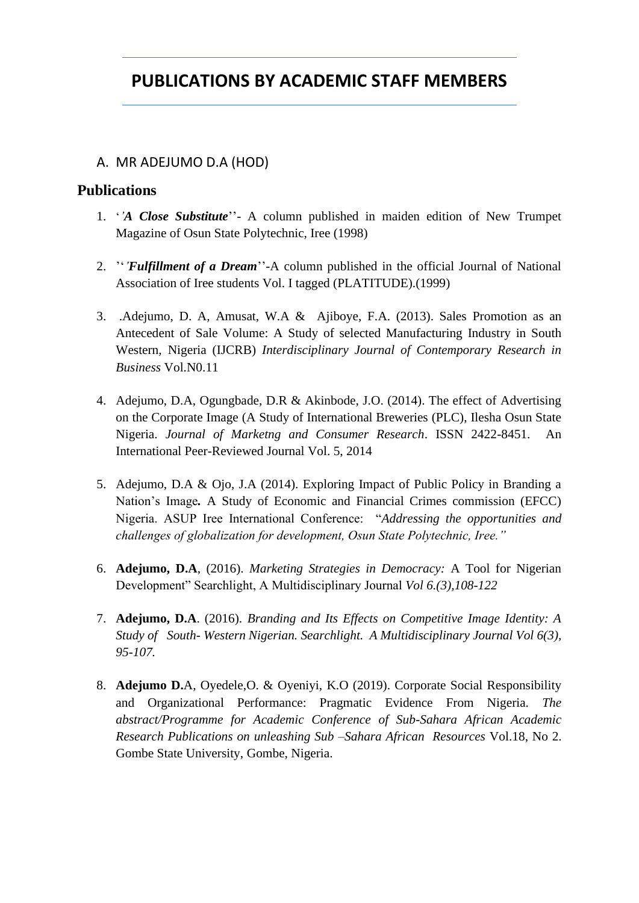# PUBLICATIONS BY ACADEMIC STAFF MEMBERS

A. MR ADEJUMO D.A (HOD)

## Publications

1. '*'A Close Substitute*''- A column published in maiden edition of New Trumpet Magazine of Osun State Polytechnic, Iree (1998)

2. ''*'Fulfillment of a Dream*''-A column published in the official Journal of National Association of Iree students Vol. I tagged (PLATITUDE).(1999)

3. .Adejumo, D. A, Amusat, W.A & Ajiboye, F.A. (2013). Sales Promotion as an Antecedent of Sale Volume: A Study of selected Manufacturing Industry in South Western, Nigeria (IJCRB) *Interdisciplinary Journal of Contemporary Research in Business* Vol.N0.11

4. Adejumo, D.A, Ogungbade, D.R & Akinbode, J.O. (2014). The effect of Advertising on the Corporate Image (A Study of International Breweries (PLC), Ilesha Osun State Nigeria. *Journal of Marketng and Consumer Research*. ISSN 2422-8451. An International Peer-Reviewed Journal Vol. 5, 2014

5. Adejumo, D.A & Ojo, J.A (2014). Exploring Impact of Public Policy in Branding a Nation's Image**.** A Study of Economic and Financial Crimes commission (EFCC) Nigeria. ASUP Iree International Conference: "*Addressing the opportunities and challenges of globalization for development, Osun State Polytechnic, Iree."*

6. **Adejumo, D.A**, (2016). *Marketing Strategies in Democracy:* A Tool for Nigerian Development" Searchlight, A Multidisciplinary Journal *Vol 6.(3),108-122*

7. **Adejumo, D.A**. (2016). *Branding and Its Effects on Competitive Image Identity: A Study of South- Western Nigerian. Searchlight. A Multidisciplinary Journal Vol 6(3), 95-107.*

8. **Adejumo D.**A, Oyedele,O. & Oyeniyi, K.O (2019). Corporate Social Responsibility and Organizational Performance: Pragmatic Evidence From Nigeria. *The abstract/Programme for Academic Conference of Sub-Sahara African Academic Research Publications on unleashing Sub –Sahara African Resources* Vol.18, No 2. Gombe State University, Gombe, Nigeria.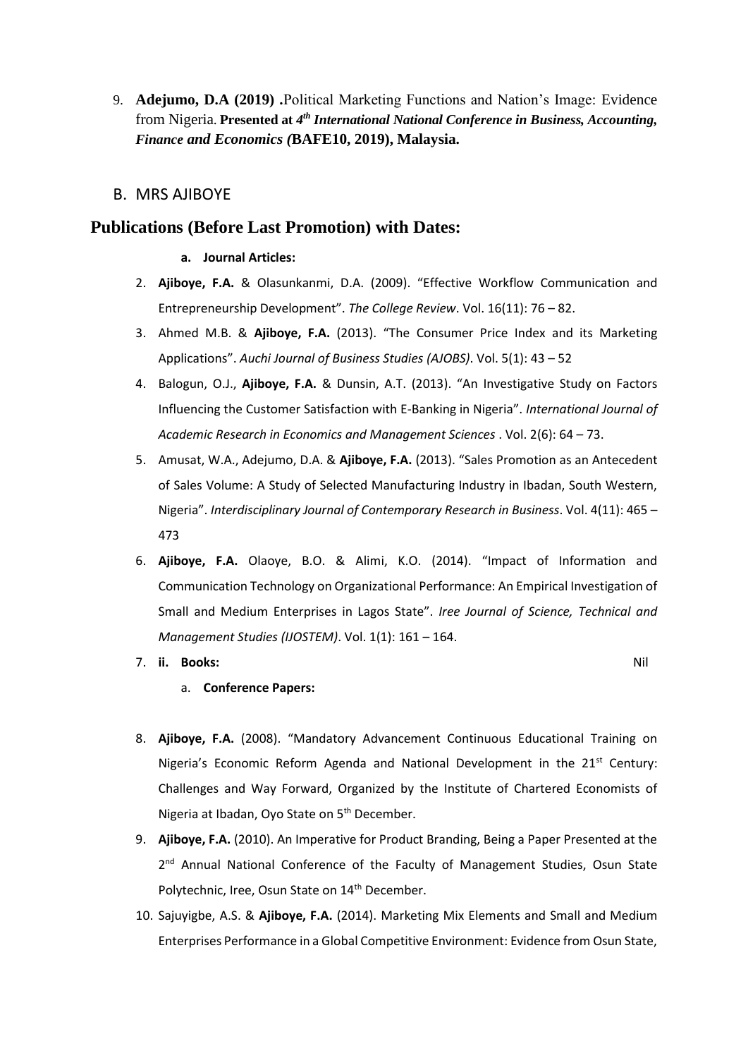9. **Adejumo, D.A (2019) .**Political Marketing Functions and Nation's Image: Evidence from Nigeria. **Presented at *4th International National Conference in Business, Accounting, Finance and Economics (*BAFE10, 2019), Malaysia.**

B. MRS AJIBOYE

## Publications (Before Last Promotion) with Dates:

**a. Journal Articles:**

2. **Ajiboye, F.A.** & Olasunkanmi, D.A. (2009). "Effective Workflow Communication and Entrepreneurship Development". *The College Review*. Vol. 16(11): 76 – 82.
3. Ahmed M.B. & **Ajiboye, F.A.** (2013). "The Consumer Price Index and its Marketing Applications". *Auchi Journal of Business Studies (AJOBS)*. Vol. 5(1): 43 – 52
4. Balogun, O.J., **Ajiboye, F.A.** & Dunsin, A.T. (2013). "An Investigative Study on Factors Influencing the Customer Satisfaction with E-Banking in Nigeria". *International Journal of Academic Research in Economics and Management Sciences* . Vol. 2(6): 64 – 73.
5. Amusat, W.A., Adejumo, D.A. & **Ajiboye, F.A.** (2013). "Sales Promotion as an Antecedent of Sales Volume: A Study of Selected Manufacturing Industry in Ibadan, South Western, Nigeria". *Interdisciplinary Journal of Contemporary Research in Business*. Vol. 4(11): 465 – 473
6. **Ajiboye, F.A.** Olaoye, B.O. & Alimi, K.O. (2014). "Impact of Information and Communication Technology on Organizational Performance: An Empirical Investigation of Small and Medium Enterprises in Lagos State". *Iree Journal of Science, Technical and Management Studies (IJOSTEM)*. Vol. 1(1): 161 – 164.
7. **ii. Books:** Nil

   a. **Conference Papers:**

8. **Ajiboye, F.A.** (2008). "Mandatory Advancement Continuous Educational Training on Nigeria's Economic Reform Agenda and National Development in the 21st Century: Challenges and Way Forward, Organized by the Institute of Chartered Economists of Nigeria at Ibadan, Oyo State on 5th December.
9. **Ajiboye, F.A.** (2010). An Imperative for Product Branding, Being a Paper Presented at the 2nd Annual National Conference of the Faculty of Management Studies, Osun State Polytechnic, Iree, Osun State on 14th December.
10. Sajuyigbe, A.S. & **Ajiboye, F.A.** (2014). Marketing Mix Elements and Small and Medium Enterprises Performance in a Global Competitive Environment: Evidence from Osun State,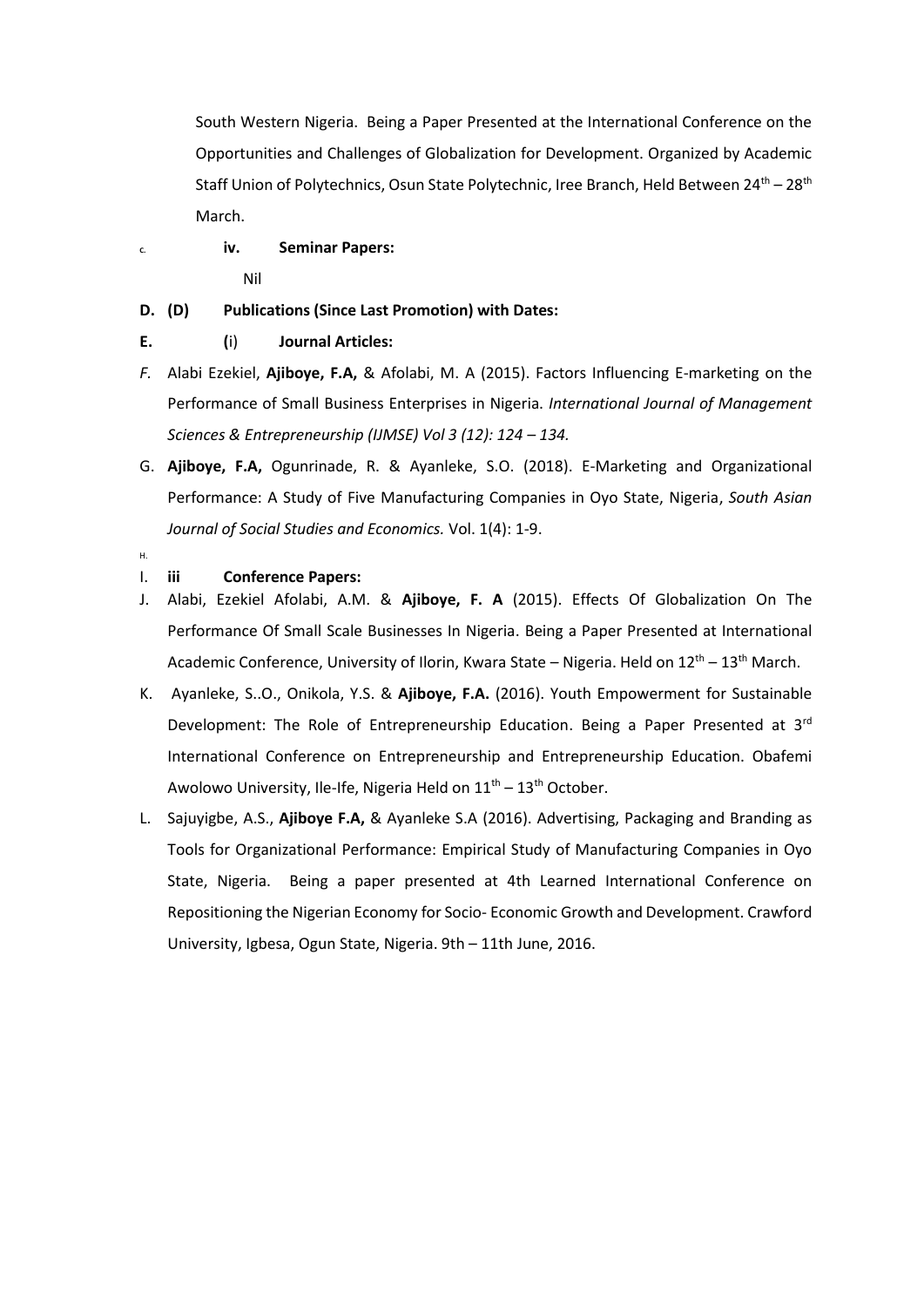South Western Nigeria. Being a Paper Presented at the International Conference on the Opportunities and Challenges of Globalization for Development. Organized by Academic Staff Union of Polytechnics, Osun State Polytechnic, Iree Branch, Held Between 24[th] – 28[th] March.

c. **iv. Seminar Papers:**

Nil

**D. (D) Publications (Since Last Promotion) with Dates:**

**E. (i) Journal Articles:**

*F.* Alabi Ezekiel, **Ajiboye, F.A,** & Afolabi, M. A (2015). Factors Influencing E-marketing on the Performance of Small Business Enterprises in Nigeria*. International Journal of Management Sciences & Entrepreneurship (IJMSE) Vol 3 (12): 124 – 134.*

G. **Ajiboye, F.A,** Ogunrinade, R. & Ayanleke, S.O. (2018). E-Marketing and Organizational Performance: A Study of Five Manufacturing Companies in Oyo State, Nigeria, *South Asian Journal of Social Studies and Economics.* Vol. 1(4): 1-9.

H.

I. **iii Conference Papers:**

J. Alabi, Ezekiel Afolabi, A.M. & **Ajiboye, F. A** (2015). Effects Of Globalization On The Performance Of Small Scale Businesses In Nigeria. Being a Paper Presented at International Academic Conference, University of Ilorin, Kwara State – Nigeria. Held on 12[th] – 13[th] March.

K. Ayanleke, S..O., Onikola, Y.S. & **Ajiboye, F.A.** (2016). Youth Empowerment for Sustainable Development: The Role of Entrepreneurship Education. Being a Paper Presented at 3[rd] International Conference on Entrepreneurship and Entrepreneurship Education. Obafemi Awolowo University, Ile-Ife, Nigeria Held on 11[th] – 13[th] October.

L. Sajuyigbe, A.S., **Ajiboye F.A,** & Ayanleke S.A (2016). Advertising, Packaging and Branding as Tools for Organizational Performance: Empirical Study of Manufacturing Companies in Oyo State, Nigeria. Being a paper presented at 4th Learned International Conference on Repositioning the Nigerian Economy for Socio- Economic Growth and Development. Crawford University, Igbesa, Ogun State, Nigeria. 9th – 11th June, 2016.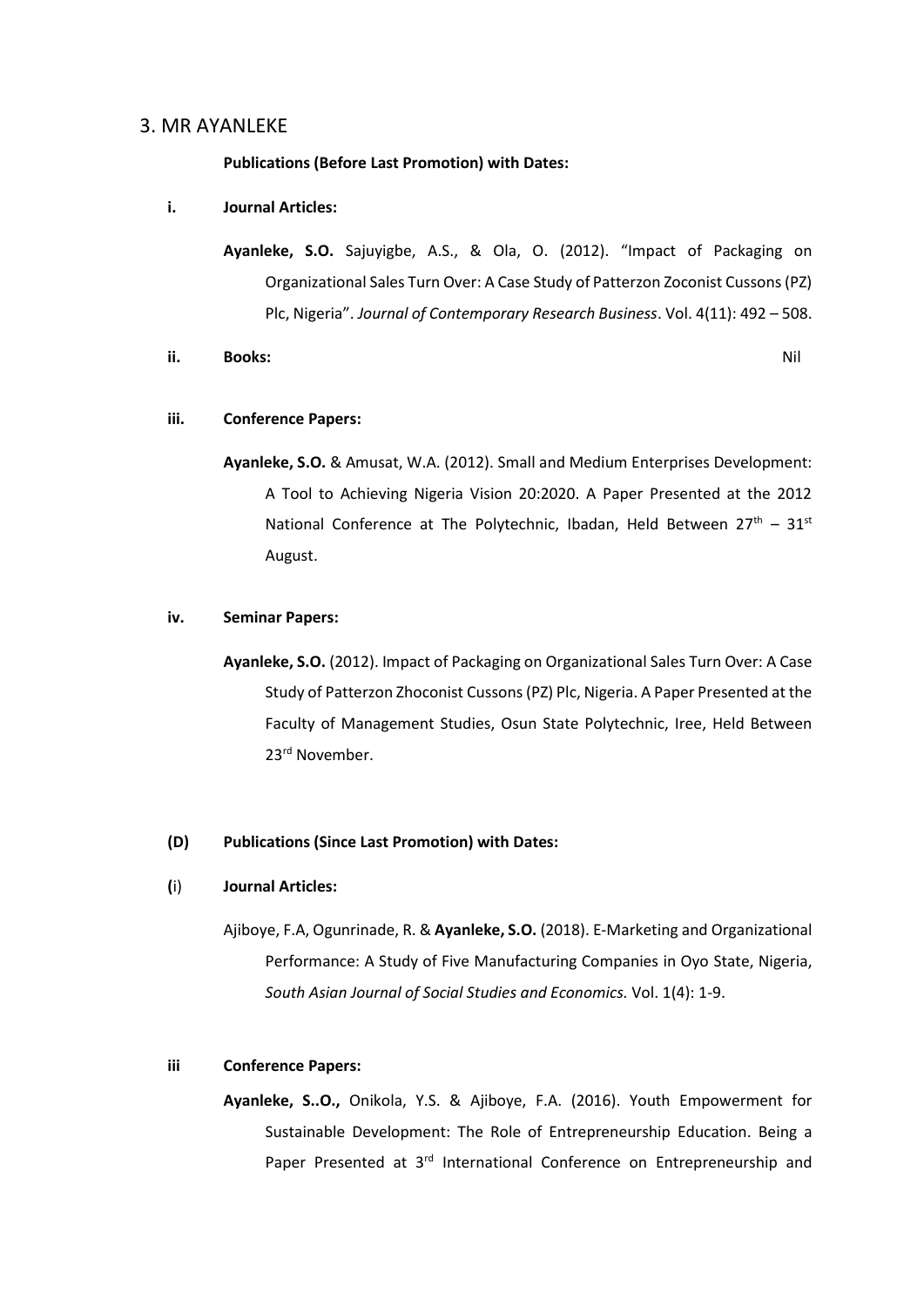## 3. MR AYANLEKE

**Publications (Before Last Promotion) with Dates:**

**i. Journal Articles:**

**Ayanleke, S.O.** Sajuyigbe, A.S., & Ola, O. (2012). "Impact of Packaging on Organizational Sales Turn Over: A Case Study of Patterzon Zoconist Cussons (PZ) Plc, Nigeria". *Journal of Contemporary Research Business*. Vol. 4(11): 492 – 508.

**ii. Books:** Nil

**iii. Conference Papers:**

**Ayanleke, S.O.** & Amusat, W.A. (2012). Small and Medium Enterprises Development: A Tool to Achieving Nigeria Vision 20:2020. A Paper Presented at the 2012 National Conference at The Polytechnic, Ibadan, Held Between 27th – 31st August.

**iv. Seminar Papers:**

**Ayanleke, S.O.** (2012). Impact of Packaging on Organizational Sales Turn Over: A Case Study of Patterzon Zhoconist Cussons (PZ) Plc, Nigeria. A Paper Presented at the Faculty of Management Studies, Osun State Polytechnic, Iree, Held Between 23rd November.

**(D) Publications (Since Last Promotion) with Dates:**

**(i) Journal Articles:**

Ajiboye, F.A, Ogunrinade, R. & **Ayanleke, S.O.** (2018). E-Marketing and Organizational Performance: A Study of Five Manufacturing Companies in Oyo State, Nigeria, *South Asian Journal of Social Studies and Economics.* Vol. 1(4): 1-9.

**iii Conference Papers:**

**Ayanleke, S..O.,** Onikola, Y.S. & Ajiboye, F.A. (2016). Youth Empowerment for Sustainable Development: The Role of Entrepreneurship Education. Being a Paper Presented at 3rd International Conference on Entrepreneurship and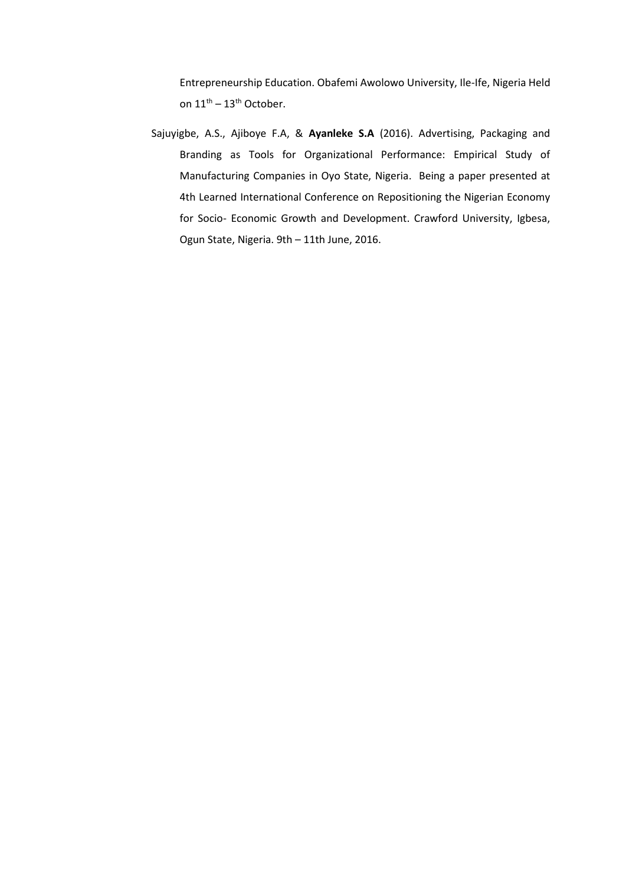Entrepreneurship Education. Obafemi Awolowo University, Ile-Ife, Nigeria Held on 11th – 13th October.

Sajuyigbe, A.S., Ajiboye F.A, & **Ayanleke S.A** (2016). Advertising, Packaging and Branding as Tools for Organizational Performance: Empirical Study of Manufacturing Companies in Oyo State, Nigeria. Being a paper presented at 4th Learned International Conference on Repositioning the Nigerian Economy for Socio- Economic Growth and Development. Crawford University, Igbesa, Ogun State, Nigeria. 9th – 11th June, 2016.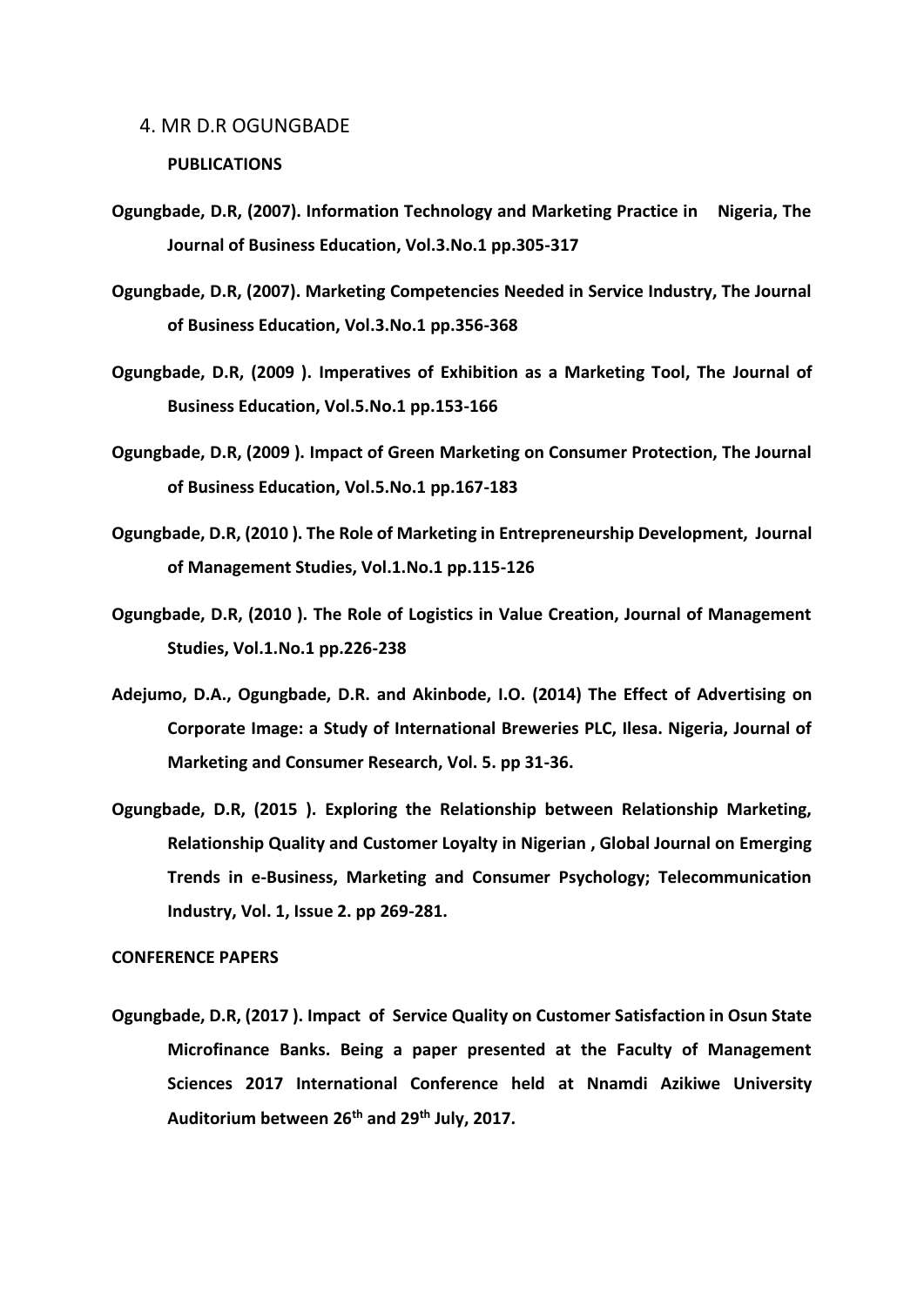4. MR D.R OGUNGBADE

**PUBLICATIONS**

**Ogungbade, D.R, (2007). Information Technology and Marketing Practice in Nigeria, The Journal of Business Education, Vol.3.No.1 pp.305-317**

**Ogungbade, D.R, (2007). Marketing Competencies Needed in Service Industry, The Journal of Business Education, Vol.3.No.1 pp.356-368**

**Ogungbade, D.R, (2009 ). Imperatives of Exhibition as a Marketing Tool, The Journal of Business Education, Vol.5.No.1 pp.153-166**

**Ogungbade, D.R, (2009 ). Impact of Green Marketing on Consumer Protection, The Journal of Business Education, Vol.5.No.1 pp.167-183**

**Ogungbade, D.R, (2010 ). The Role of Marketing in Entrepreneurship Development, Journal of Management Studies, Vol.1.No.1 pp.115-126**

**Ogungbade, D.R, (2010 ). The Role of Logistics in Value Creation, Journal of Management Studies, Vol.1.No.1 pp.226-238**

**Adejumo, D.A., Ogungbade, D.R. and Akinbode, I.O. (2014) The Effect of Advertising on Corporate Image: a Study of International Breweries PLC, Ilesa. Nigeria, Journal of Marketing and Consumer Research, Vol. 5. pp 31-36.**

**Ogungbade, D.R, (2015 ). Exploring the Relationship between Relationship Marketing, Relationship Quality and Customer Loyalty in Nigerian , Global Journal on Emerging Trends in e-Business, Marketing and Consumer Psychology; Telecommunication Industry, Vol. 1, Issue 2. pp 269-281.**

**CONFERENCE PAPERS**

**Ogungbade, D.R, (2017 ). Impact of Service Quality on Customer Satisfaction in Osun State Microfinance Banks. Being a paper presented at the Faculty of Management Sciences 2017 International Conference held at Nnamdi Azikiwe University Auditorium between 26th and 29th July, 2017.**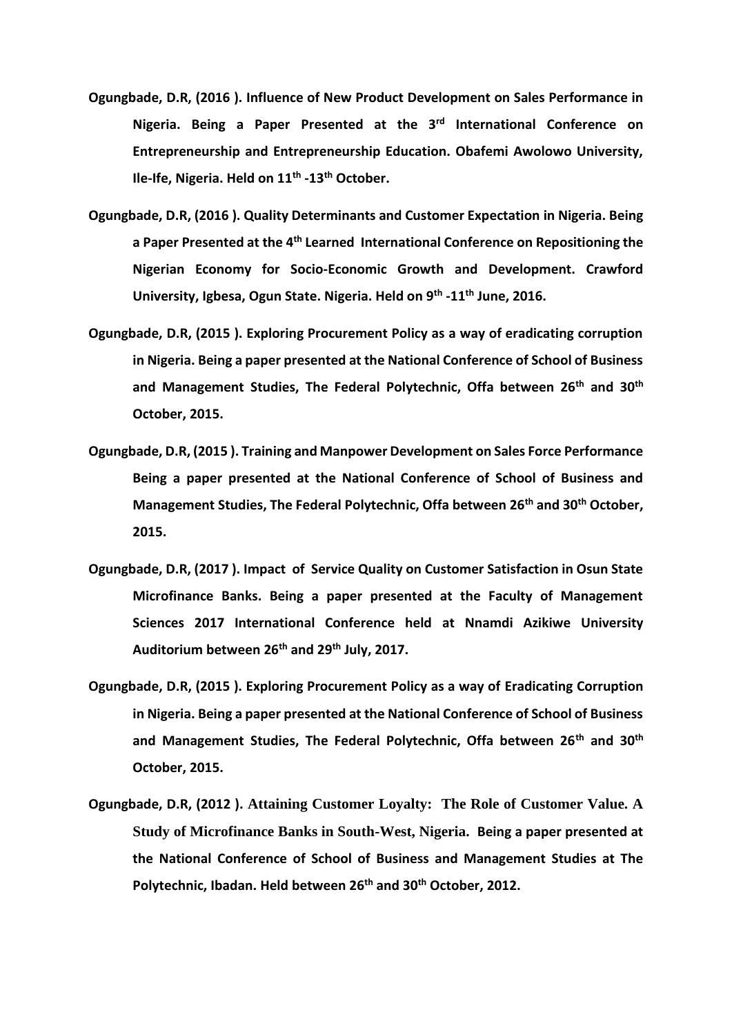**Ogungbade, D.R, (2016 ). Influence of New Product Development on Sales Performance in Nigeria. Being a Paper Presented at the 3rd International Conference on Entrepreneurship and Entrepreneurship Education. Obafemi Awolowo University, Ile-Ife, Nigeria. Held on 11th -13th October.**

**Ogungbade, D.R, (2016 ). Quality Determinants and Customer Expectation in Nigeria. Being a Paper Presented at the 4th Learned International Conference on Repositioning the Nigerian Economy for Socio-Economic Growth and Development. Crawford University, Igbesa, Ogun State. Nigeria. Held on 9th -11th June, 2016.**

**Ogungbade, D.R, (2015 ). Exploring Procurement Policy as a way of eradicating corruption in Nigeria. Being a paper presented at the National Conference of School of Business and Management Studies, The Federal Polytechnic, Offa between 26th and 30th October, 2015.**

**Ogungbade, D.R, (2015 ). Training and Manpower Development on Sales Force Performance Being a paper presented at the National Conference of School of Business and Management Studies, The Federal Polytechnic, Offa between 26th and 30th October, 2015.**

**Ogungbade, D.R, (2017 ). Impact of Service Quality on Customer Satisfaction in Osun State Microfinance Banks. Being a paper presented at the Faculty of Management Sciences 2017 International Conference held at Nnamdi Azikiwe University Auditorium between 26th and 29th July, 2017.**

**Ogungbade, D.R, (2015 ). Exploring Procurement Policy as a way of Eradicating Corruption in Nigeria. Being a paper presented at the National Conference of School of Business and Management Studies, The Federal Polytechnic, Offa between 26th and 30th October, 2015.**

**Ogungbade, D.R, (2012 ). Attaining Customer Loyalty: The Role of Customer Value. A Study of Microfinance Banks in South-West, Nigeria. Being a paper presented at the National Conference of School of Business and Management Studies at The Polytechnic, Ibadan. Held between 26th and 30th October, 2012.**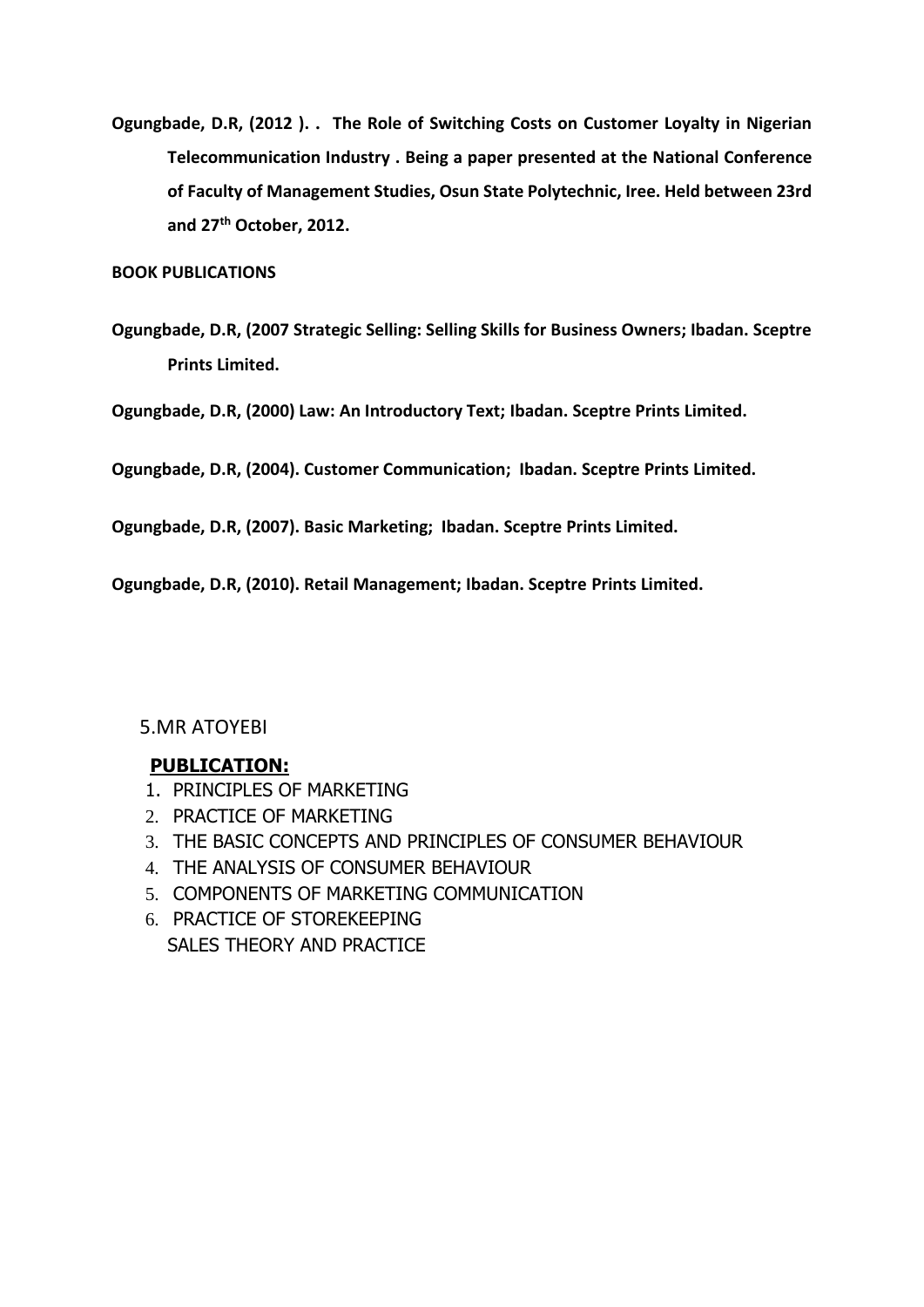**Ogungbade, D.R, (2012 ). . The Role of Switching Costs on Customer Loyalty in Nigerian Telecommunication Industry . Being a paper presented at the National Conference of Faculty of Management Studies, Osun State Polytechnic, Iree. Held between 23rd and 27th October, 2012.**

**BOOK PUBLICATIONS**

**Ogungbade, D.R, (2007 Strategic Selling: Selling Skills for Business Owners; Ibadan. Sceptre Prints Limited.**

**Ogungbade, D.R, (2000) Law: An Introductory Text; Ibadan. Sceptre Prints Limited.**

**Ogungbade, D.R, (2004). Customer Communication; Ibadan. Sceptre Prints Limited.**

**Ogungbade, D.R, (2007). Basic Marketing; Ibadan. Sceptre Prints Limited.**

**Ogungbade, D.R, (2010). Retail Management; Ibadan. Sceptre Prints Limited.**

5.MR ATOYEBI

**PUBLICATION:**

1. PRINCIPLES OF MARKETING
2. PRACTICE OF MARKETING
3. THE BASIC CONCEPTS AND PRINCIPLES OF CONSUMER BEHAVIOUR
4. THE ANALYSIS OF CONSUMER BEHAVIOUR
5. COMPONENTS OF MARKETING COMMUNICATION
6. PRACTICE OF STOREKEEPING
   SALES THEORY AND PRACTICE